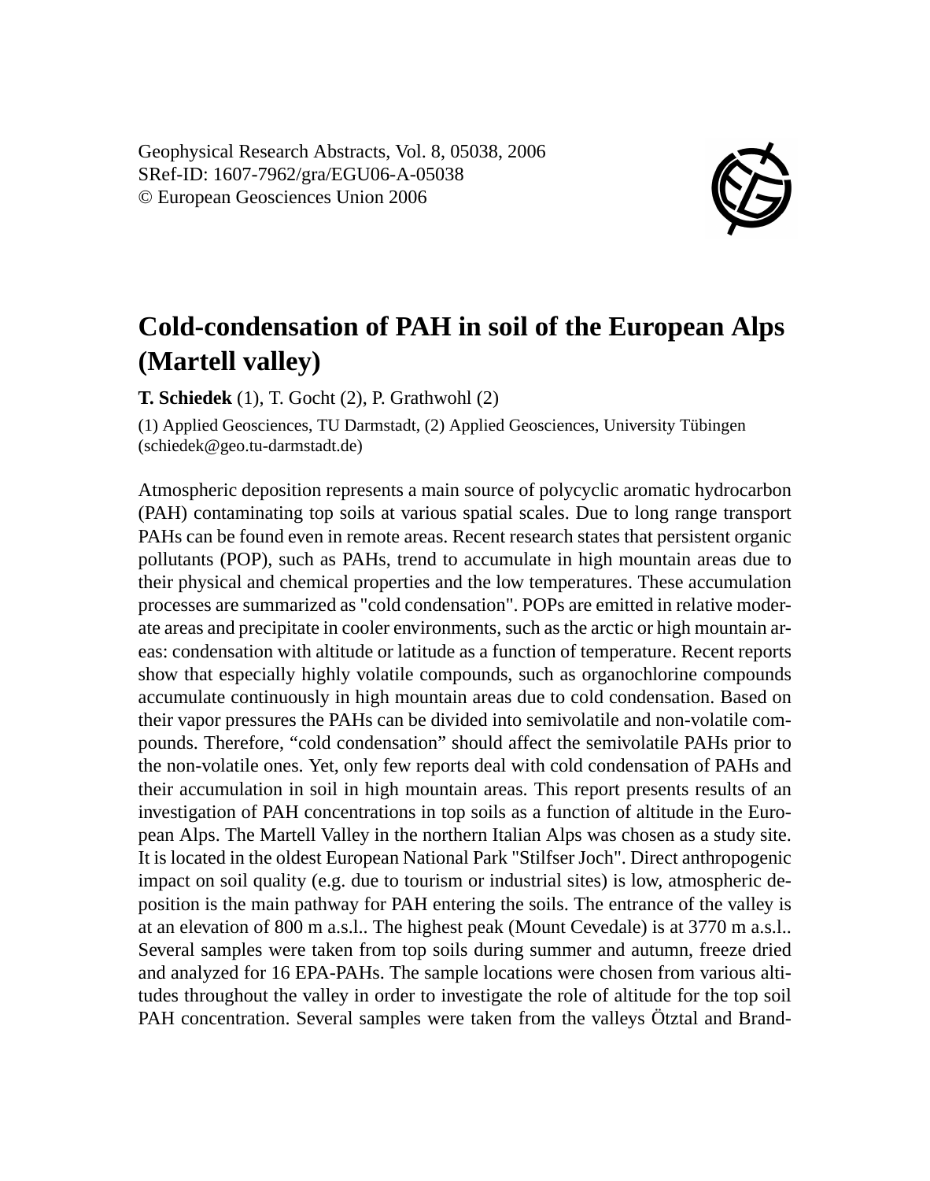Geophysical Research Abstracts, Vol. 8, 05038, 2006
SRef-ID: 1607-7962/gra/EGU06-A-05038
© European Geosciences Union 2006

# Cold-condensation of PAH in soil of the European Alps (Martell valley)

**T. Schiedek** (1), T. Gocht (2), P. Grathwohl (2)

(1) Applied Geosciences, TU Darmstadt, (2) Applied Geosciences, University Tübingen (schiedek@geo.tu-darmstadt.de)

Atmospheric deposition represents a main source of polycyclic aromatic hydrocarbon (PAH) contaminating top soils at various spatial scales. Due to long range transport PAHs can be found even in remote areas. Recent research states that persistent organic pollutants (POP), such as PAHs, trend to accumulate in high mountain areas due to their physical and chemical properties and the low temperatures. These accumulation processes are summarized as "cold condensation". POPs are emitted in relative moderate areas and precipitate in cooler environments, such as the arctic or high mountain areas: condensation with altitude or latitude as a function of temperature. Recent reports show that especially highly volatile compounds, such as organochlorine compounds accumulate continuously in high mountain areas due to cold condensation. Based on their vapor pressures the PAHs can be divided into semivolatile and non-volatile compounds. Therefore, "cold condensation" should affect the semivolatile PAHs prior to the non-volatile ones. Yet, only few reports deal with cold condensation of PAHs and their accumulation in soil in high mountain areas. This report presents results of an investigation of PAH concentrations in top soils as a function of altitude in the European Alps. The Martell Valley in the northern Italian Alps was chosen as a study site. It is located in the oldest European National Park "Stilfser Joch". Direct anthropogenic impact on soil quality (e.g. due to tourism or industrial sites) is low, atmospheric deposition is the main pathway for PAH entering the soils. The entrance of the valley is at an elevation of 800 m a.s.l.. The highest peak (Mount Cevedale) is at 3770 m a.s.l.. Several samples were taken from top soils during summer and autumn, freeze dried and analyzed for 16 EPA-PAHs. The sample locations were chosen from various altitudes throughout the valley in order to investigate the role of altitude for the top soil PAH concentration. Several samples were taken from the valleys Ötztal and Brand-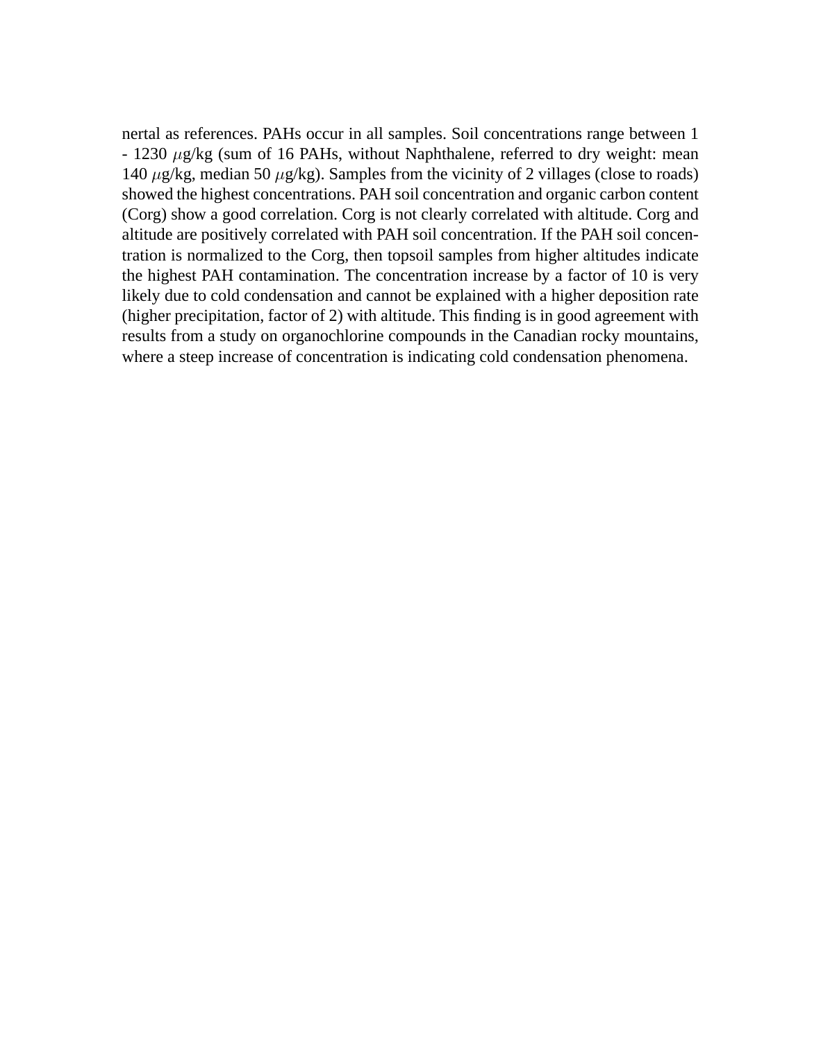nertal as references. PAHs occur in all samples. Soil concentrations range between 1 - 1230 $\mu$g/kg (sum of 16 PAHs, without Naphthalene, referred to dry weight: mean 140 $\mu$g/kg, median 50 $\mu$g/kg). Samples from the vicinity of 2 villages (close to roads) showed the highest concentrations. PAH soil concentration and organic carbon content (Corg) show a good correlation. Corg is not clearly correlated with altitude. Corg and altitude are positively correlated with PAH soil concentration. If the PAH soil concentration is normalized to the Corg, then topsoil samples from higher altitudes indicate the highest PAH contamination. The concentration increase by a factor of 10 is very likely due to cold condensation and cannot be explained with a higher deposition rate (higher precipitation, factor of 2) with altitude. This finding is in good agreement with results from a study on organochlorine compounds in the Canadian rocky mountains, where a steep increase of concentration is indicating cold condensation phenomena.